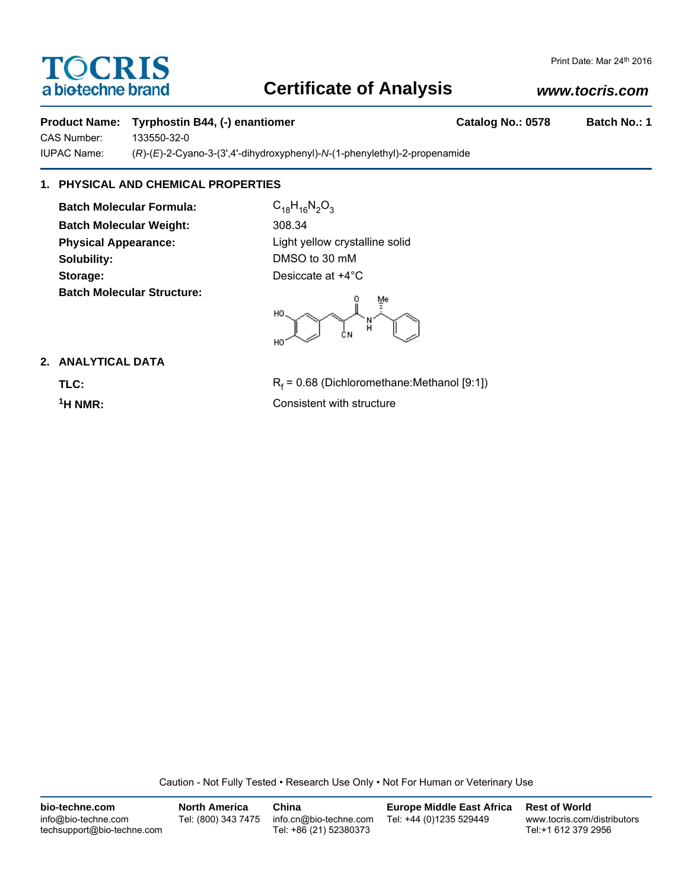# Certificate of Analysis

Print Date: Mar 24th 2016

www.tocris.com

**Product Name:** **Tyrphostin B44, (-) enantiomer** **Catalog No.: 0578** **Batch No.: 1**

CAS Number: 133550-32-0

IUPAC Name: (*R*)-(*E*)-2-Cyano-3-(3',4'-dihydroxyphenyl)-*N*-(1-phenylethyl)-2-propenamide

## 1. PHYSICAL AND CHEMICAL PROPERTIES

**Batch Molecular Formula:** $C_{18}H_{16}N_2O_3$

**Batch Molecular Weight:** 308.34

**Physical Appearance:** Light yellow crystalline solid

**Solubility:** DMSO to 30 mM

**Storage:** Desiccate at +4°C

**Batch Molecular Structure:**

## 2. ANALYTICAL DATA

**TLC:** $R_f$ = 0.68 (Dichloromethane:Methanol [9:1])

**$^1$H NMR:** Consistent with structure

Caution - Not Fully Tested • Research Use Only • Not For Human or Veterinary Use

**bio-techne.com**
info@bio-techne.com
techsupport@bio-techne.com

**North America**
Tel: (800) 343 7475

**China**
info.cn@bio-techne.com
Tel: +86 (21) 52380373

**Europe Middle East Africa**
Tel: +44 (0)1235 529449

**Rest of World**
www.tocris.com/distributors
Tel:+1 612 379 2956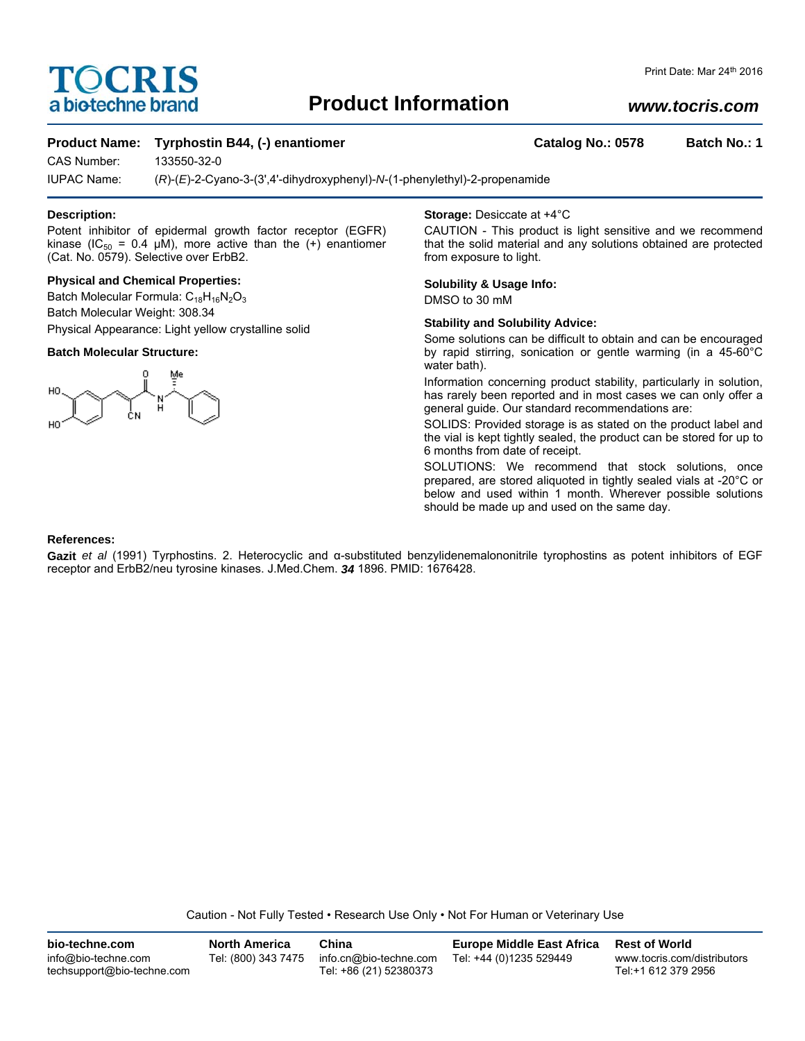# Product Information

Print Date: Mar 24th 2016

www.tocris.com

**Product Name:** **Tyrphostin B44, (-) enantiomer** **Catalog No.: 0578** **Batch No.: 1**

CAS Number: 133550-32-0

IUPAC Name: (*R*)-(*E*)-2-Cyano-3-(3',4'-dihydroxyphenyl)-*N*-(1-phenylethyl)-2-propenamide

### Description:

Potent inhibitor of epidermal growth factor receptor (EGFR) kinase ($IC_{50}$ = 0.4 μM), more active than the (+) enantiomer (Cat. No. 0579). Selective over ErbB2.

### Physical and Chemical Properties:

Batch Molecular Formula: $C_{18}H_{16}N_2O_3$

Batch Molecular Weight: 308.34

Physical Appearance: Light yellow crystalline solid

### Batch Molecular Structure:

### Storage:

Desiccate at +4°C

CAUTION - This product is light sensitive and we recommend that the solid material and any solutions obtained are protected from exposure to light.

### Solubility & Usage Info:

DMSO to 30 mM

### Stability and Solubility Advice:

Some solutions can be difficult to obtain and can be encouraged by rapid stirring, sonication or gentle warming (in a 45-60°C water bath).

Information concerning product stability, particularly in solution, has rarely been reported and in most cases we can only offer a general guide. Our standard recommendations are:

SOLIDS: Provided storage is as stated on the product label and the vial is kept tightly sealed, the product can be stored for up to 6 months from date of receipt.

SOLUTIONS: We recommend that stock solutions, once prepared, are stored aliquoted in tightly sealed vials at -20°C or below and used within 1 month. Wherever possible solutions should be made up and used on the same day.

### References:

**Gazit** *et al* (1991) Tyrphostins. 2. Heterocyclic and α-substituted benzylidenemalononitrile tyrophostins as potent inhibitors of EGF receptor and ErbB2/neu tyrosine kinases. J.Med.Chem. ***34*** 1896. PMID: 1676428.

Caution - Not Fully Tested • Research Use Only • Not For Human or Veterinary Use

**bio-techne.com**
info@bio-techne.com
techsupport@bio-techne.com

**North America**
Tel: (800) 343 7475

**China**
info.cn@bio-techne.com
Tel: +86 (21) 52380373

**Europe Middle East Africa**
Tel: +44 (0)1235 529449

**Rest of World**
www.tocris.com/distributors
Tel:+1 612 379 2956